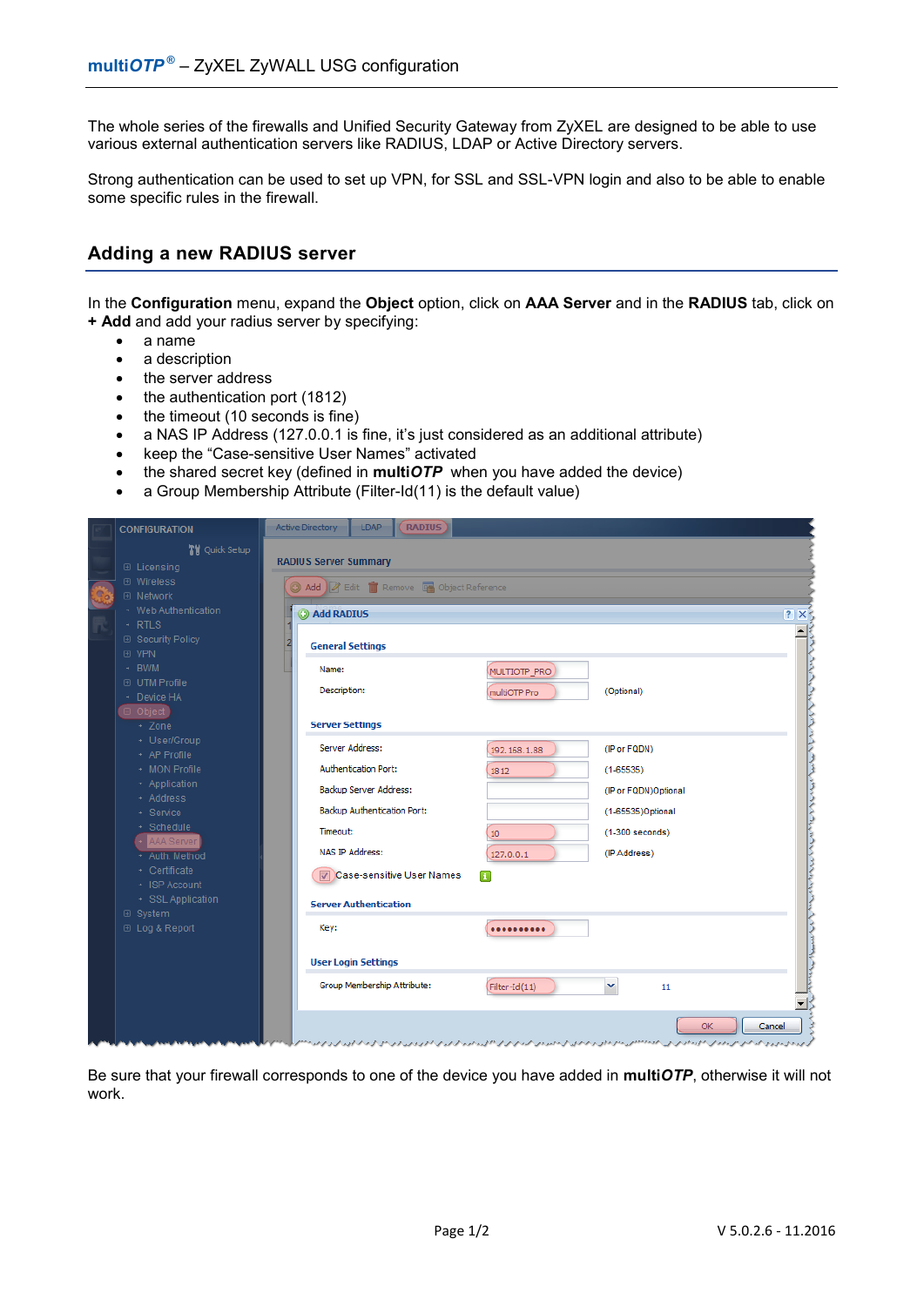The whole series of the firewalls and Unified Security Gateway from ZyXEL are designed to be able to use various external authentication servers like RADIUS, LDAP or Active Directory servers.

Strong authentication can be used to set up VPN, for SSL and SSL-VPN login and also to be able to enable some specific rules in the firewall.

## Adding a new RADIUS server

In the **Configuration** menu, expand the **Object** option, click on **AAA Server** and in the **RADIUS** tab, click on **+ Add** and add your radius server by specifying:

- a name
- a description
- the server address
- the authentication port (1812)
- the timeout (10 seconds is fine)
- a NAS IP Address (127.0.0.1 is fine, it's just considered as an additional attribute)
- keep the "Case-sensitive User Names" activated
- the shared secret key (defined in **multi*OTP*** when you have added the device)
- a Group Membership Attribute (Filter-Id(11) is the default value)

Be sure that your firewall corresponds to one of the device you have added in **multi*OTP***, otherwise it will not work.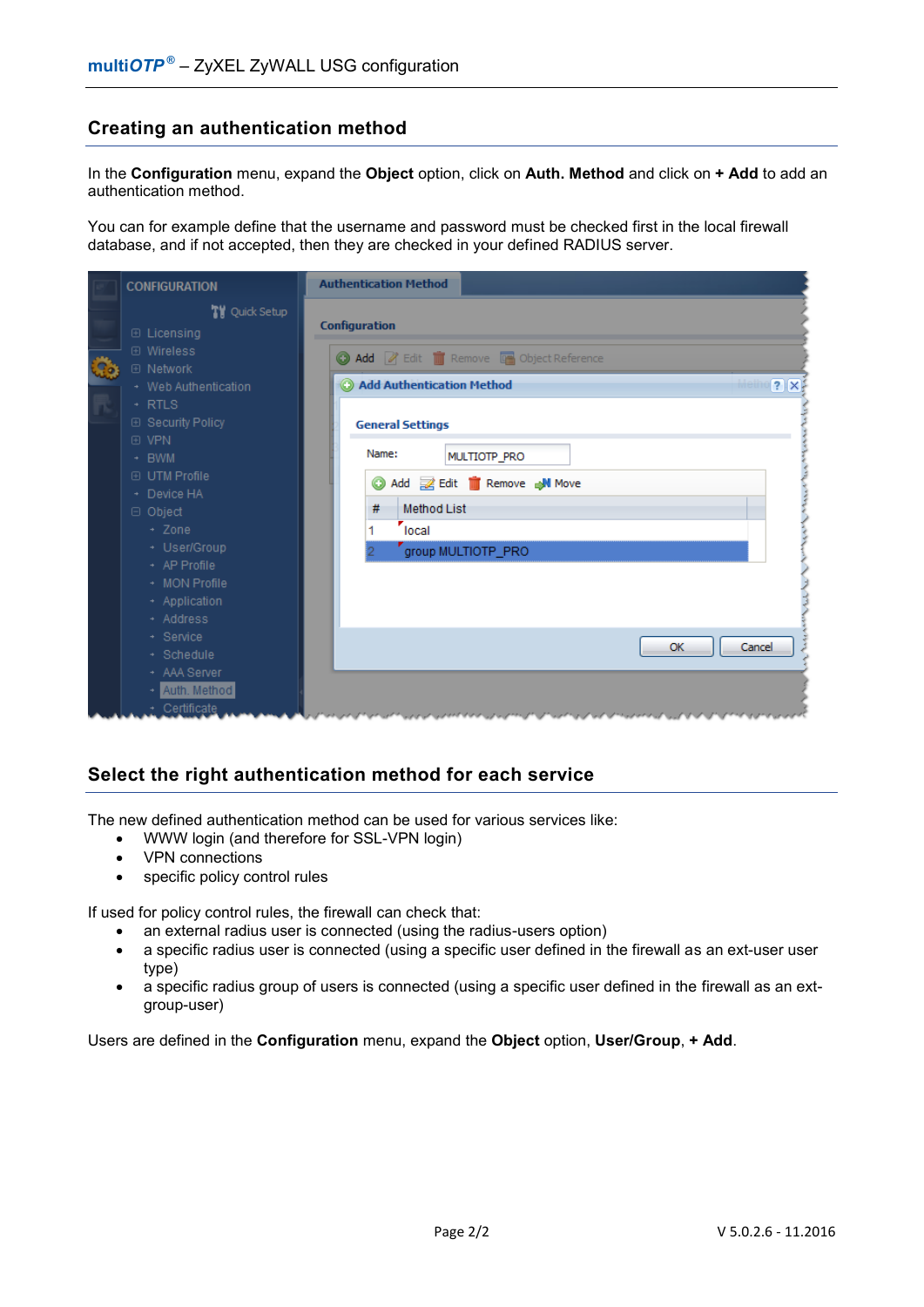## Creating an authentication method

In the **Configuration** menu, expand the **Object** option, click on **Auth. Method** and click on **+ Add** to add an authentication method.

You can for example define that the username and password must be checked first in the local firewall database, and if not accepted, then they are checked in your defined RADIUS server.

## Select the right authentication method for each service

The new defined authentication method can be used for various services like:

- WWW login (and therefore for SSL-VPN login)
- VPN connections
- specific policy control rules

If used for policy control rules, the firewall can check that:

- an external radius user is connected (using the radius-users option)
- a specific radius user is connected (using a specific user defined in the firewall as an ext-user user type)
- a specific radius group of users is connected (using a specific user defined in the firewall as an ext-group-user)

Users are defined in the **Configuration** menu, expand the **Object** option, **User/Group**, **+ Add**.